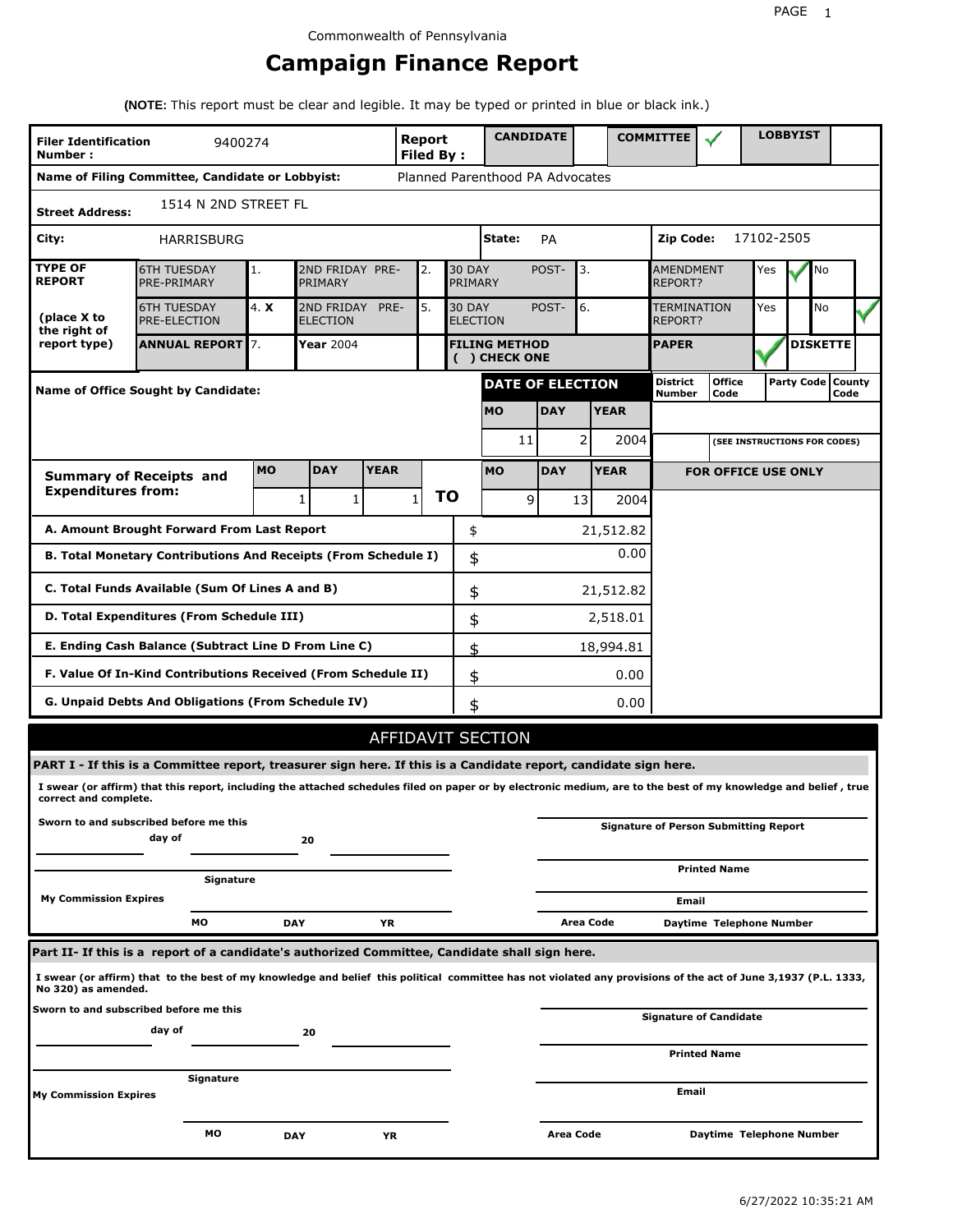Commonwealth of Pennsylvania

# Campaign Finance Report

**(NOTE:** This report must be clear and legible. It may be typed or printed in blue or black ink.)

| | | | |
|---|---|---|---|
| **Filer Identification Number :** | 9400274 | **Report Filed By :** | **CANDIDATE** | **COMMITTEE** ✓ | **LOBBYIST** |
| **Name of Filing Committee, Candidate or Lobbyist:** | Planned Parenthood PA Advocates | | |
| **Street Address:** | 1514 N 2ND STREET FL | | |
| **City:** | HARRISBURG | **State:** PA | **Zip Code:** 17102-2505 |

| **TYPE OF REPORT** (place X to the right of report type) | | | | | | | | |
|---|---|---|---|---|---|---|---|---|
| 6TH TUESDAY PRE-PRIMARY | 1. | 2ND FRIDAY PRE-PRIMARY | 2. | 30 DAY POST-PRIMARY | 3. | AMENDMENT REPORT? | Yes ✓ | No |
| 6TH TUESDAY PRE-ELECTION | 4. **X** | 2ND FRIDAY PRE-ELECTION | 5. | 30 DAY POST-ELECTION | 6. | TERMINATION REPORT? | Yes | No ✓ |
| **ANNUAL REPORT** | 7. | **Year** 2004 | | **FILING METHOD ( ) CHECK ONE** | | **PAPER** | ✓ | **DISKETTE** |

| **Name of Office Sought by Candidate:** | **DATE OF ELECTION** | | | **District Number** | **Office Code** | **Party Code** | **County Code** |
|---|---|---|---|---|---|---|---|
| | **MO** | **DAY** | **YEAR** | | | | |
| | 11 | 2 | 2004 | (SEE INSTRUCTIONS FOR CODES) | | | |

| **Summary of Receipts and Expenditures from:** | **MO** | **DAY** | **YEAR** | | **MO** | **DAY** | **YEAR** |
|---|---|---|---|---|---|---|---|
| | 1 | 1 | 1 | **TO** | 9 | 13 | 2004 |

| | | **FOR OFFICE USE ONLY** |
|---|---|---|
| **A. Amount Brought Forward From Last Report** | $ 21,512.82 | |
| **B. Total Monetary Contributions And Receipts (From Schedule I)** | $ 0.00 | |
| **C. Total Funds Available (Sum Of Lines A and B)** | $ 21,512.82 | |
| **D. Total Expenditures (From Schedule III)** | $ 2,518.01 | |
| **E. Ending Cash Balance (Subtract Line D From Line C)** | $ 18,994.81 | |
| **F. Value Of In-Kind Contributions Received (From Schedule II)** | $ 0.00 | |
| **G. Unpaid Debts And Obligations (From Schedule IV)** | $ 0.00 | |

## AFFIDAVIT SECTION

**PART I - If this is a Committee report, treasurer sign here. If this is a Candidate report, candidate sign here.**

**I swear (or affirm) that this report, including the attached schedules filed on paper or by electronic medium, are to the best of my knowledge and belief , true correct and complete.**

**Sworn to and subscribed before me this** ______ **day of** ______ **20** ______

______ **Signature**

**My Commission Expires** ______ **MO** ______ **DAY** ______ **YR**

______ **Signature of Person Submitting Report**

______ **Printed Name**

______ **Email**

**Area Code** ______ **Daytime Telephone Number**

**Part II- If this is a report of a candidate's authorized Committee, Candidate shall sign here.**

**I swear (or affirm) that to the best of my knowledge and belief this political committee has not violated any provisions of the act of June 3,1937 (P.L. 1333, No 320) as amended.**

**Sworn to and subscribed before me this** ______ **day of** ______ **20** ______

______ **Signature**

**My Commission Expires** ______ **MO** ______ **DAY** ______ **YR**

______ **Signature of Candidate**

______ **Printed Name**

______ **Email**

**Area Code** ______ **Daytime Telephone Number**

6/27/2022 10:35:21 AM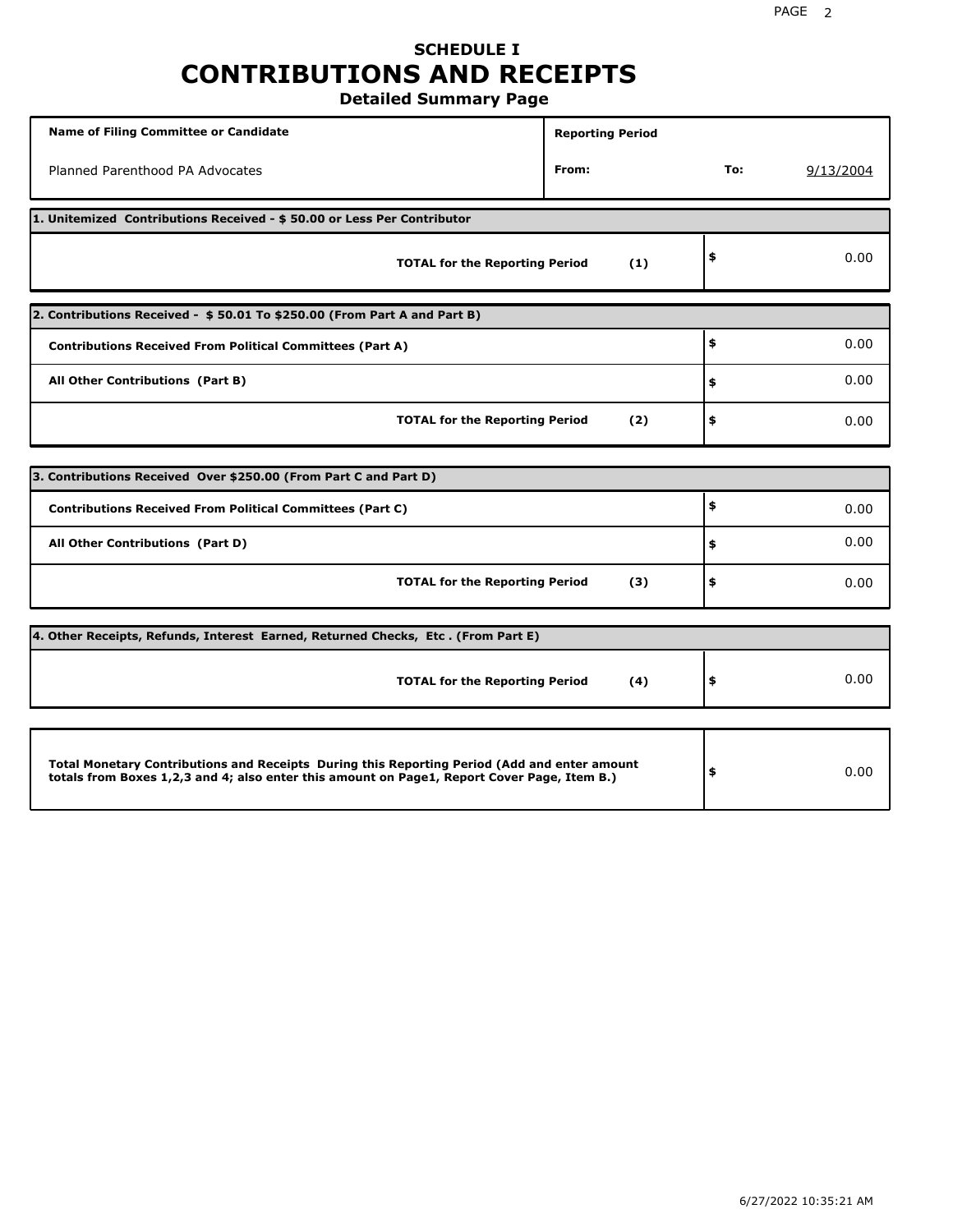# SCHEDULE I
# CONTRIBUTIONS AND RECEIPTS
### Detailed Summary Page

| Name of Filing Committee or Candidate | Reporting Period | | |
|---|---|---|---|
| Planned Parenthood PA Advocates | From: | To: | 9/13/2004 |

**1. Unitemized Contributions Received - $ 50.00 or Less Per Contributor**

| | | |
|---|---|---|
| **TOTAL for the Reporting Period** | **(1)** | $ 0.00 |

**2. Contributions Received - $ 50.01 To $250.00 (From Part A and Part B)**

| | | |
|---|---|---|
| **Contributions Received From Political Committees (Part A)** | | $ 0.00 |
| **All Other Contributions (Part B)** | | $ 0.00 |
| **TOTAL for the Reporting Period** | **(2)** | $ 0.00 |

**3. Contributions Received Over $250.00 (From Part C and Part D)**

| | | |
|---|---|---|
| **Contributions Received From Political Committees (Part C)** | | $ 0.00 |
| **All Other Contributions (Part D)** | | $ 0.00 |
| **TOTAL for the Reporting Period** | **(3)** | $ 0.00 |

**4. Other Receipts, Refunds, Interest Earned, Returned Checks, Etc . (From Part E)**

| | | |
|---|---|---|
| **TOTAL for the Reporting Period** | **(4)** | $ 0.00 |

| | |
|---|---|
| **Total Monetary Contributions and Receipts During this Reporting Period (Add and enter amount totals from Boxes 1,2,3 and 4; also enter this amount on Page1, Report Cover Page, Item B.)** | $ 0.00 |

6/27/2022 10:35:21 AM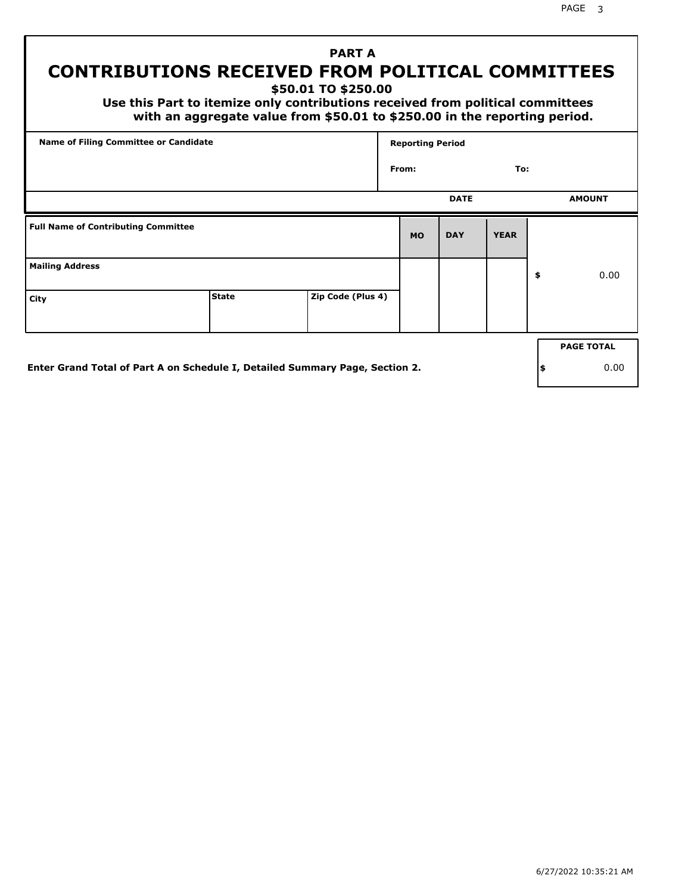## PART A

# CONTRIBUTIONS RECEIVED FROM POLITICAL COMMITTEES

### $50.01 TO $250.00

**Use this Part to itemize only contributions received from political committees with an aggregate value from $50.01 to $250.00 in the reporting period.**

| Name of Filing Committee or Candidate | Reporting Period |
| --- | --- |
| | From: To: |

| Full Name of Contributing Committee | | | DATE MO | DAY | YEAR | AMOUNT |
| --- | --- | --- | --- | --- | --- | --- |
| Mailing Address | | | | | | $ 0.00 |
| City | State | Zip Code (Plus 4) | | | | |

**Enter Grand Total of Part A on Schedule I, Detailed Summary Page, Section 2.**

| PAGE TOTAL |
| --- |
| $ 0.00 |

6/27/2022 10:35:21 AM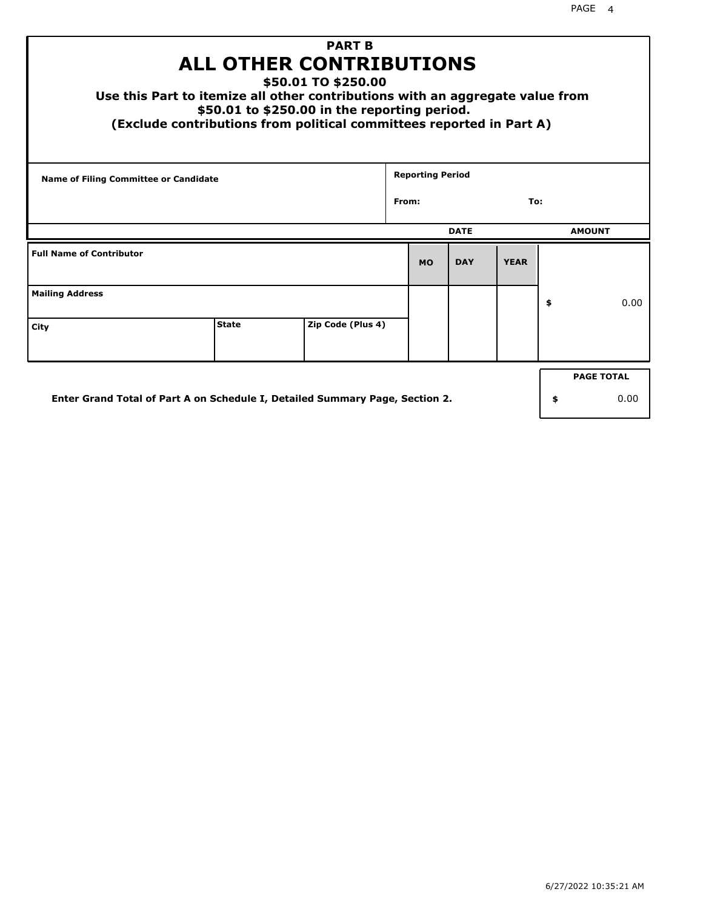# PART B
## ALL OTHER CONTRIBUTIONS

**$50.01 TO $250.00**

**Use this Part to itemize all other contributions with an aggregate value from $50.01 to $250.00 in the reporting period.**

**(Exclude contributions from political committees reported in Part A)**

| Name of Filing Committee or Candidate | Reporting Period | |
|---|---|---|
| | From: | To: |

| Full Name of Contributor | | | DATE MO | DATE DAY | DATE YEAR | AMOUNT |
|---|---|---|---|---|---|---|
| **Mailing Address** | | | | | | $ 0.00 |
| **City** | **State** | **Zip Code (Plus 4)** | | | | |

**Enter Grand Total of Part A on Schedule I, Detailed Summary Page, Section 2.**

| PAGE TOTAL |
|---|
| $ 0.00 |

6/27/2022 10:35:21 AM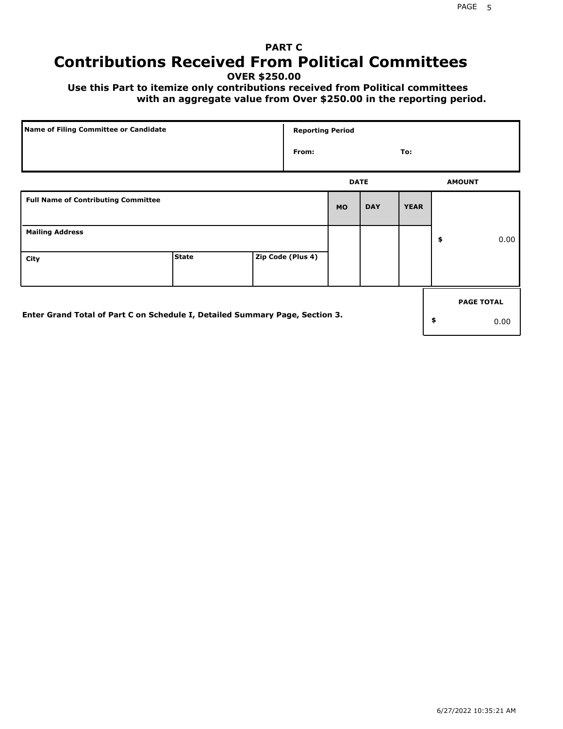**PART C**

# Contributions Received From Political Committees

**OVER $250.00**

**Use this Part to itemize only contributions received from Political committees with an aggregate value from Over $250.00 in the reporting period.**

| Name of Filing Committee or Candidate | Reporting Period |
| --- | --- |
| | From: To: |

| Full Name of Contributing Committee | | | DATE MO | DAY | YEAR | AMOUNT |
| --- | --- | --- | --- | --- | --- | --- |
| Mailing Address | | | | | | $ 0.00 |
| City | State | Zip Code (Plus 4) | | | | |

Enter Grand Total of Part C on Schedule I, Detailed Summary Page, Section 3.

| PAGE TOTAL |
| --- |
| $ 0.00 |

6/27/2022 10:35:21 AM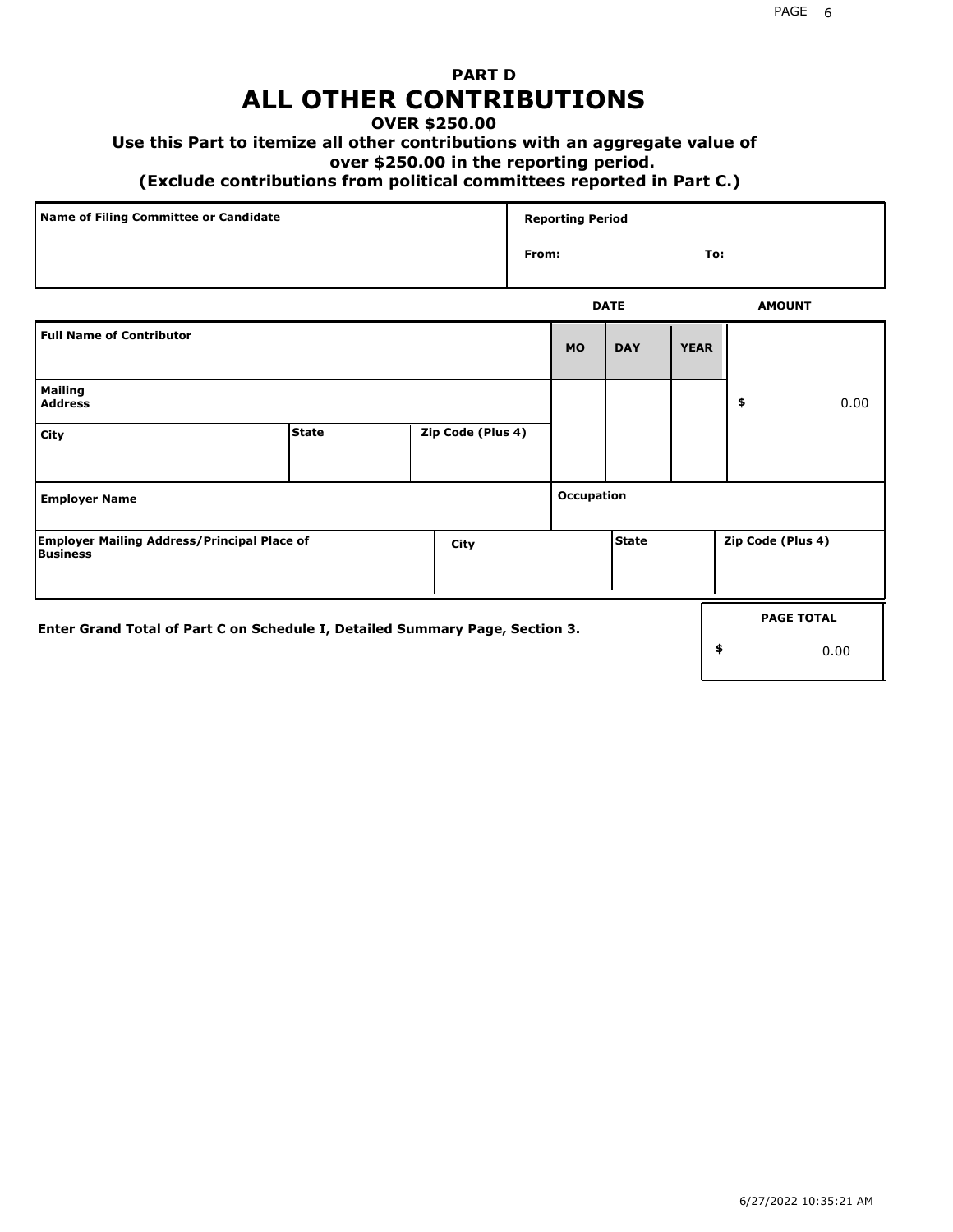# PART D
# ALL OTHER CONTRIBUTIONS

**OVER $250.00**

**Use this Part to itemize all other contributions with an aggregate value of over $250.00 in the reporting period.**

**(Exclude contributions from political committees reported in Part C.)**

| Name of Filing Committee or Candidate | Reporting Period |
|---|---|
| | From: To: |

| Full Name of Contributor | | | DATE MO | DAY | YEAR | AMOUNT |
|---|---|---|---|---|---|---|
| Mailing Address | | | | | | $ 0.00 |
| City | State | Zip Code (Plus 4) | | | | |
| Employer Name | | | Occupation | | | |
| Employer Mailing Address/Principal Place of Business | City | | | State | | Zip Code (Plus 4) |

**Enter Grand Total of Part C on Schedule I, Detailed Summary Page, Section 3.**

| PAGE TOTAL |
|---|
| $ 0.00 |

6/27/2022 10:35:21 AM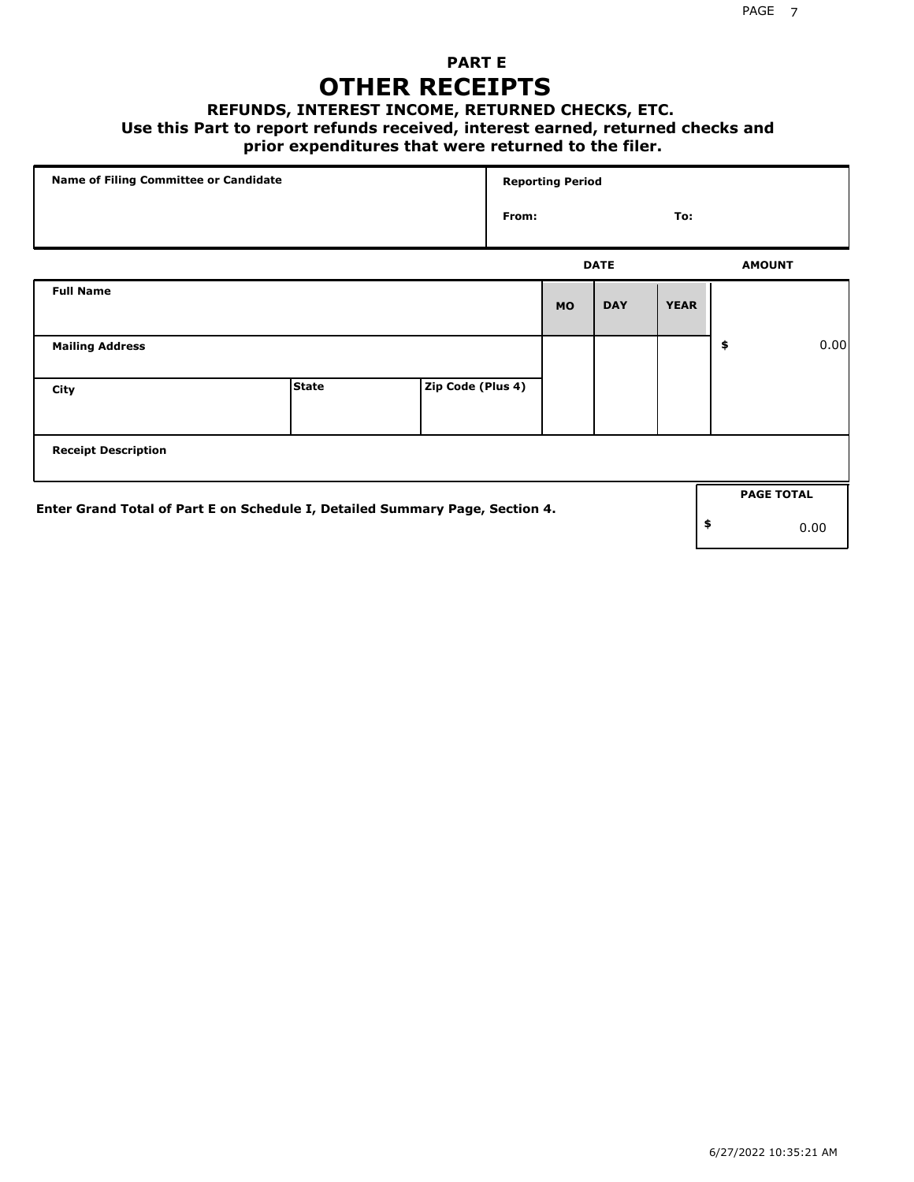## PART E

# OTHER RECEIPTS

### REFUNDS, INTEREST INCOME, RETURNED CHECKS, ETC.

**Use this Part to report refunds received, interest earned, returned checks and prior expenditures that were returned to the filer.**

| Name of Filing Committee or Candidate | Reporting Period |
| --- | --- |
| | From: To: |

| Full Name | | | DATE MO | DAY | YEAR | AMOUNT |
| --- | --- | --- | --- | --- | --- | --- |
| Mailing Address | | | | | | $ 0.00 |
| City | State | Zip Code (Plus 4) | | | | |
| Receipt Description | | | | | | |

**Enter Grand Total of Part E on Schedule I, Detailed Summary Page, Section 4.**

| PAGE TOTAL |
| --- |
| $ 0.00 |

6/27/2022 10:35:21 AM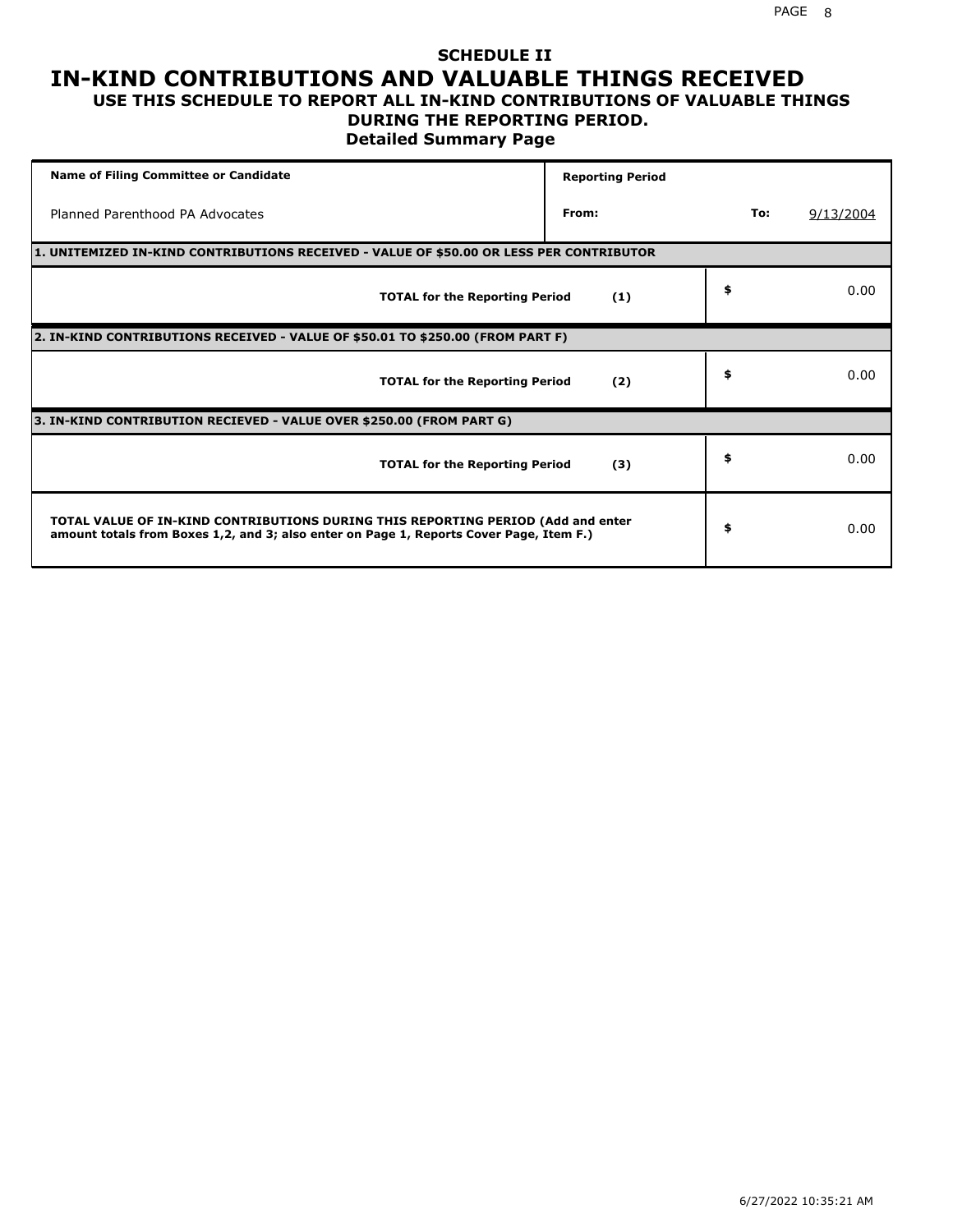# SCHEDULE II

# IN-KIND CONTRIBUTIONS AND VALUABLE THINGS RECEIVED

### USE THIS SCHEDULE TO REPORT ALL IN-KIND CONTRIBUTIONS OF VALUABLE THINGS DURING THE REPORTING PERIOD.

### Detailed Summary Page

| Name of Filing Committee or Candidate | Reporting Period | | |
|---|---|---|---|
| Planned Parenthood PA Advocates | From: | To: | 9/13/2004 |

| | | |
|---|---|---|
| **1. UNITEMIZED IN-KIND CONTRIBUTIONS RECEIVED - VALUE OF $50.00 OR LESS PER CONTRIBUTOR** | | |
| **TOTAL for the Reporting Period** | **(1)** | $ 0.00 |
| **2. IN-KIND CONTRIBUTIONS RECEIVED - VALUE OF $50.01 TO $250.00 (FROM PART F)** | | |
| **TOTAL for the Reporting Period** | **(2)** | $ 0.00 |
| **3. IN-KIND CONTRIBUTION RECIEVED - VALUE OVER $250.00 (FROM PART G)** | | |
| **TOTAL for the Reporting Period** | **(3)** | $ 0.00 |
| **TOTAL VALUE OF IN-KIND CONTRIBUTIONS DURING THIS REPORTING PERIOD (Add and enter amount totals from Boxes 1,2, and 3; also enter on Page 1, Reports Cover Page, Item F.)** | | $ 0.00 |

6/27/2022 10:35:21 AM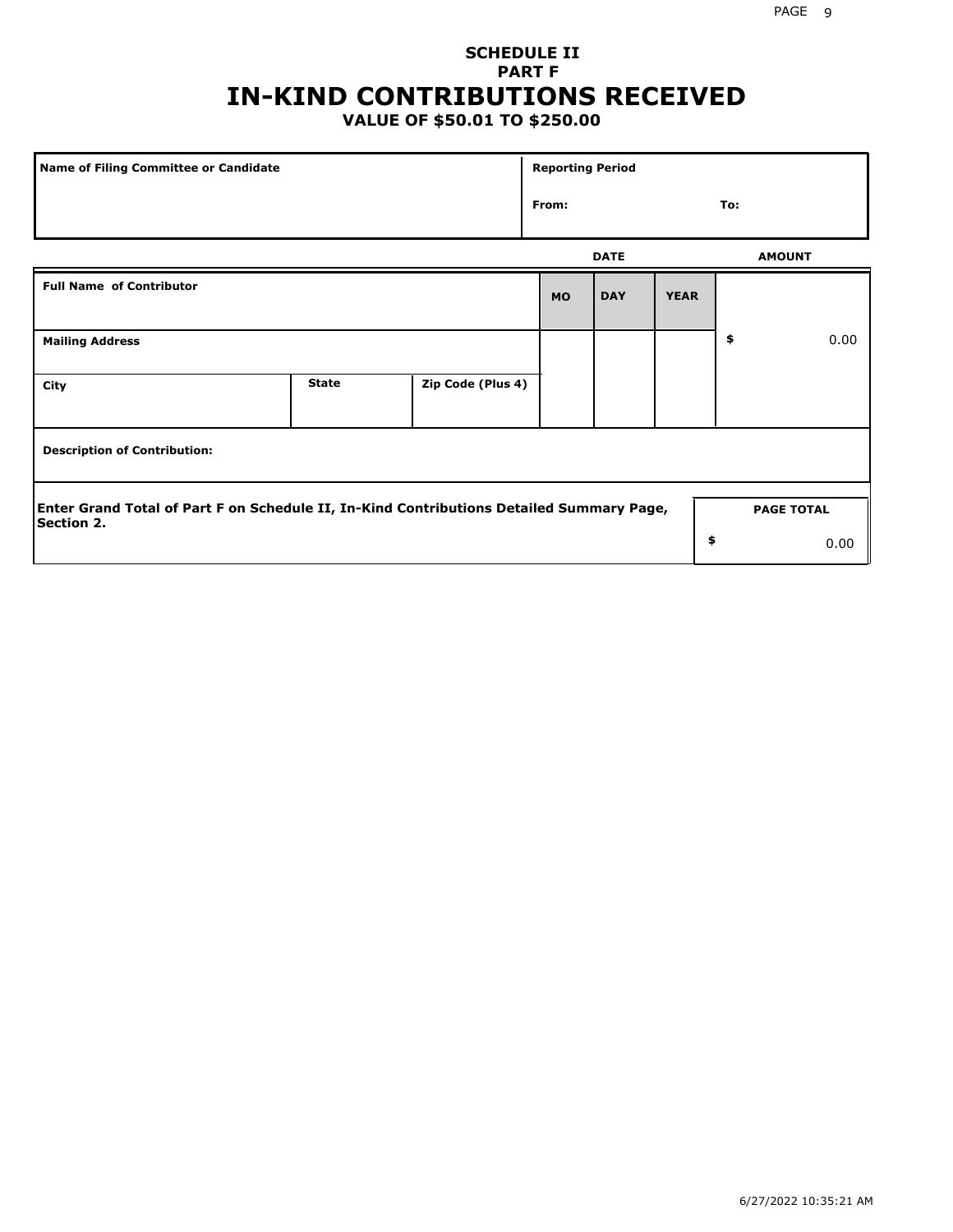## SCHEDULE II
## PART F
# IN-KIND CONTRIBUTIONS RECEIVED
### VALUE OF $50.01 TO $250.00

| Name of Filing Committee or Candidate | Reporting Period |
|---|---|
| | From: To: |

| Full Name of Contributor | | | DATE MO | DAY | YEAR | AMOUNT |
|---|---|---|---|---|---|---|
| Mailing Address | | | | | | $ 0.00 |
| City | State | Zip Code (Plus 4) | | | | |
| Description of Contribution: | | | | | | |

| Enter Grand Total of Part F on Schedule II, In-Kind Contributions Detailed Summary Page, Section 2. | PAGE TOTAL |
|---|---|
| | $ 0.00 |

6/27/2022 10:35:21 AM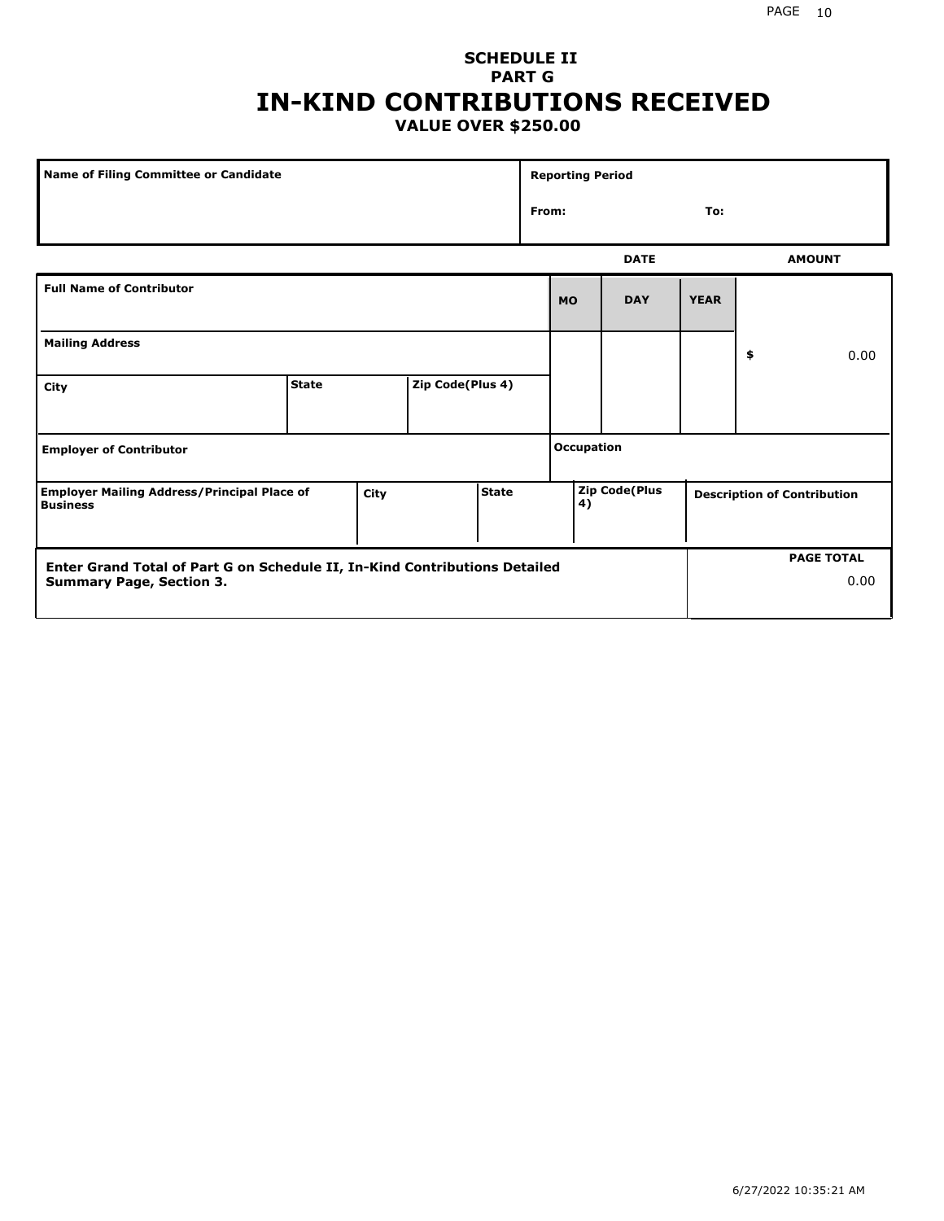# SCHEDULE II
## PART G
# IN-KIND CONTRIBUTIONS RECEIVED
### VALUE OVER $250.00

| Name of Filing Committee or Candidate | Reporting Period |
|---|---|
| | From: To: |

| Full Name of Contributor | | | DATE MO | DAY | YEAR | AMOUNT |
|---|---|---|---|---|---|---|
| Mailing Address | | | | | | $ 0.00 |
| City | State | Zip Code(Plus 4) | | | | |
| Employer of Contributor | | | Occupation | | | |

| Employer Mailing Address/Principal Place of Business | City | State | Zip Code(Plus 4) | Description of Contribution |
|---|---|---|---|---|
| | | | | |

| Enter Grand Total of Part G on Schedule II, In-Kind Contributions Detailed Summary Page, Section 3. | PAGE TOTAL |
|---|---|
| | 0.00 |

6/27/2022 10:35:21 AM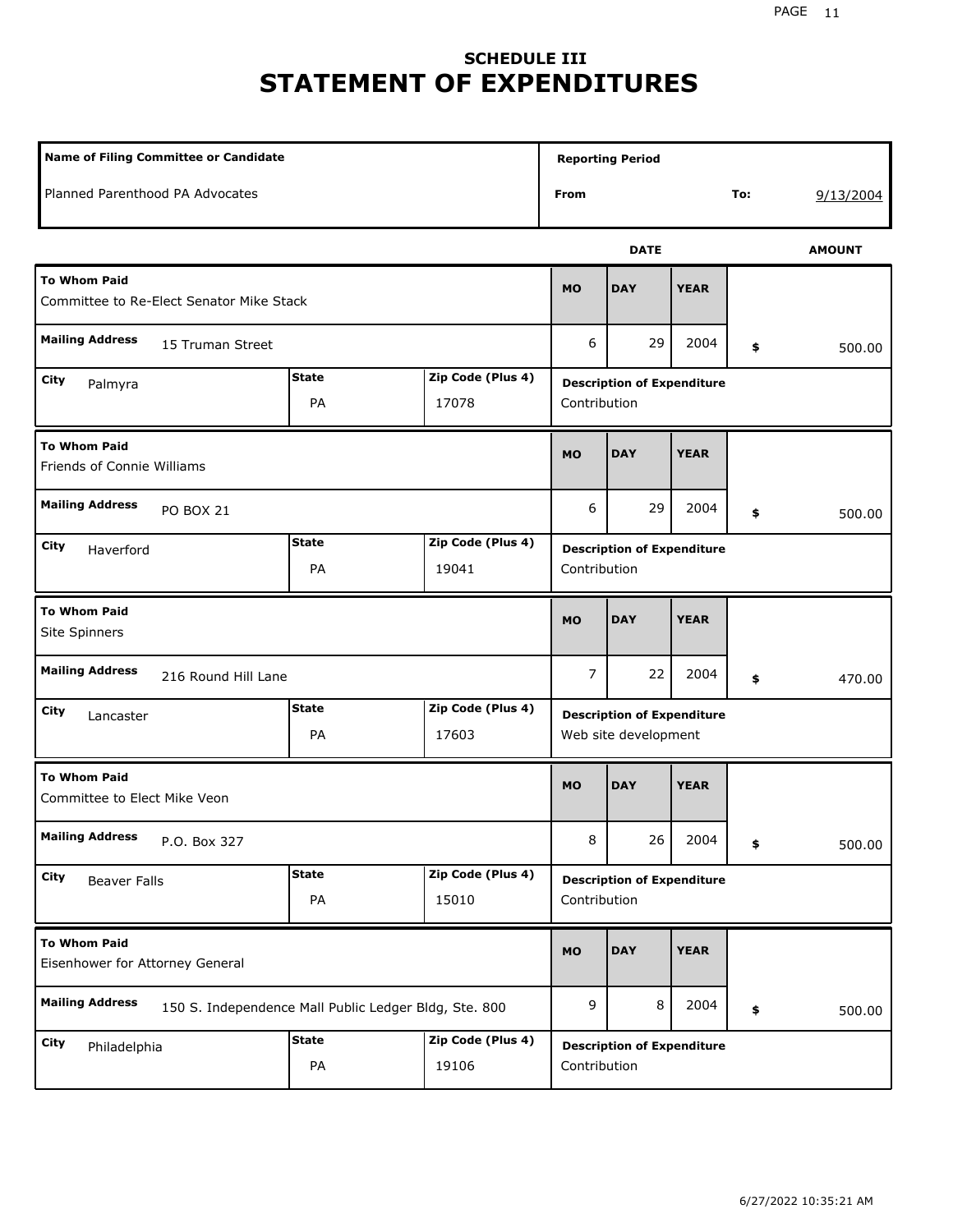## SCHEDULE III
# STATEMENT OF EXPENDITURES

| Name of Filing Committee or Candidate | Reporting Period | |
|---|---|---|
| Planned Parenthood PA Advocates | From | To: 9/13/2004 |

| To Whom Paid | Mailing Address | City | State | Zip Code (Plus 4) | MO | DAY | YEAR | AMOUNT | Description of Expenditure |
|---|---|---|---|---|---|---|---|---|---|
| Committee to Re-Elect Senator Mike Stack | 15 Truman Street | Palmyra | PA | 17078 | 6 | 29 | 2004 | $ 500.00 | Contribution |
| Friends of Connie Williams | PO BOX 21 | Haverford | PA | 19041 | 6 | 29 | 2004 | $ 500.00 | Contribution |
| Site Spinners | 216 Round Hill Lane | Lancaster | PA | 17603 | 7 | 22 | 2004 | $ 470.00 | Web site development |
| Committee to Elect Mike Veon | P.O. Box 327 | Beaver Falls | PA | 15010 | 8 | 26 | 2004 | $ 500.00 | Contribution |
| Eisenhower for Attorney General | 150 S. Independence Mall Public Ledger Bldg, Ste. 800 | Philadelphia | PA | 19106 | 9 | 8 | 2004 | $ 500.00 | Contribution |

6/27/2022 10:35:21 AM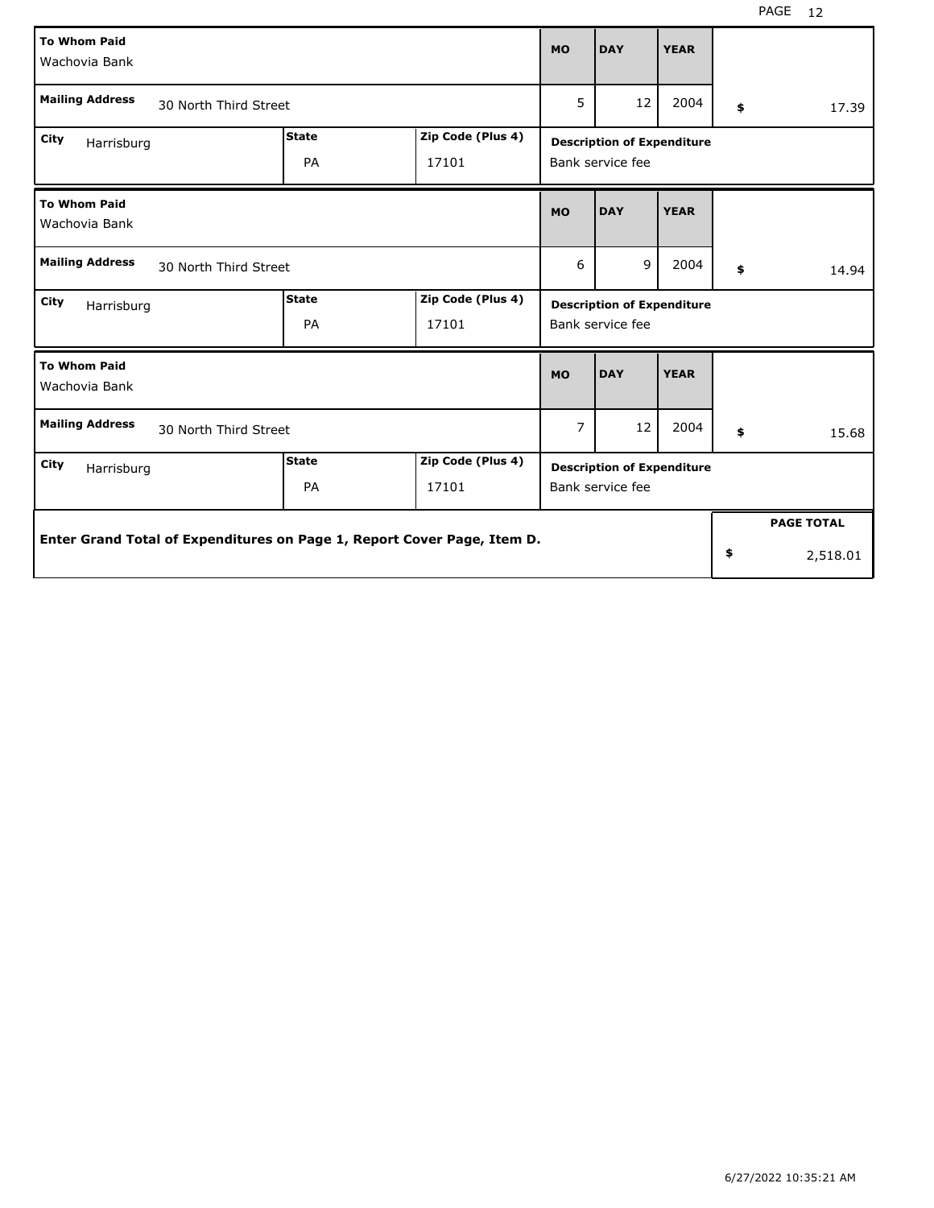| To Whom Paid | | | MO | DAY | YEAR | |
|---|---|---|---|---|---|---|
| Wachovia Bank | | | | | | |
| Mailing Address: 30 North Third Street | | | 5 | 12 | 2004 | $ 17.39 |
| City: Harrisburg | State: PA | Zip Code (Plus 4): 17101 | Description of Expenditure: Bank service fee | | | |

| To Whom Paid | | | MO | DAY | YEAR | |
|---|---|---|---|---|---|---|
| Wachovia Bank | | | | | | |
| Mailing Address: 30 North Third Street | | | 6 | 9 | 2004 | $ 14.94 |
| City: Harrisburg | State: PA | Zip Code (Plus 4): 17101 | Description of Expenditure: Bank service fee | | | |

| To Whom Paid | | | MO | DAY | YEAR | |
|---|---|---|---|---|---|---|
| Wachovia Bank | | | | | | |
| Mailing Address: 30 North Third Street | | | 7 | 12 | 2004 | $ 15.68 |
| City: Harrisburg | State: PA | Zip Code (Plus 4): 17101 | Description of Expenditure: Bank service fee | | | |

**Enter Grand Total of Expenditures on Page 1, Report Cover Page, Item D.**

**PAGE TOTAL** $ 2,518.01

6/27/2022 10:35:21 AM